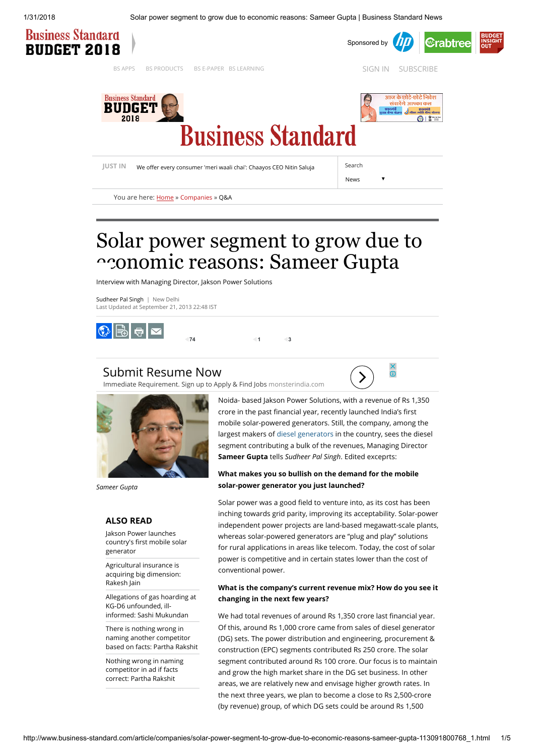# Solar power segment to grow due to economic reasons: Sameer Gupta

Interview with Managing Director, Jakson Power Solutions

Sudheer Pal Singh | New Delhi
Last Updated at September 21, 2013 22:48 IST

Sameer Gupta

Noida- based Jakson Power Solutions, with a revenue of Rs 1,350 crore in the past financial year, recently launched India's first mobile solar-powered generators. Still, the company, among the largest makers of diesel generators in the country, sees the diesel segment contributing a bulk of the revenues, Managing Director **Sameer Gupta** tells *Sudheer Pal Singh*. Edited excerpts:

**What makes you so bullish on the demand for the mobile solar-power generator you just launched?**

Solar power was a good field to venture into, as its cost has been inching towards grid parity, improving its acceptability. Solar-power independent power projects are land-based megawatt-scale plants, whereas solar-powered generators are "plug and play" solutions for rural applications in areas like telecom. Today, the cost of solar power is competitive and in certain states lower than the cost of conventional power.

**What is the company's current revenue mix? How do you see it changing in the next few years?**

We had total revenues of around Rs 1,350 crore last financial year. Of this, around Rs 1,000 crore came from sales of diesel generator (DG) sets. The power distribution and engineering, procurement & construction (EPC) segments contributed Rs 250 crore. The solar segment contributed around Rs 100 crore. Our focus is to maintain and grow the high market share in the DG set business. In other areas, we are relatively new and envisage higher growth rates. In the next three years, we plan to become a close to Rs 2,500-crore (by revenue) group, of which DG sets could be around Rs 1,500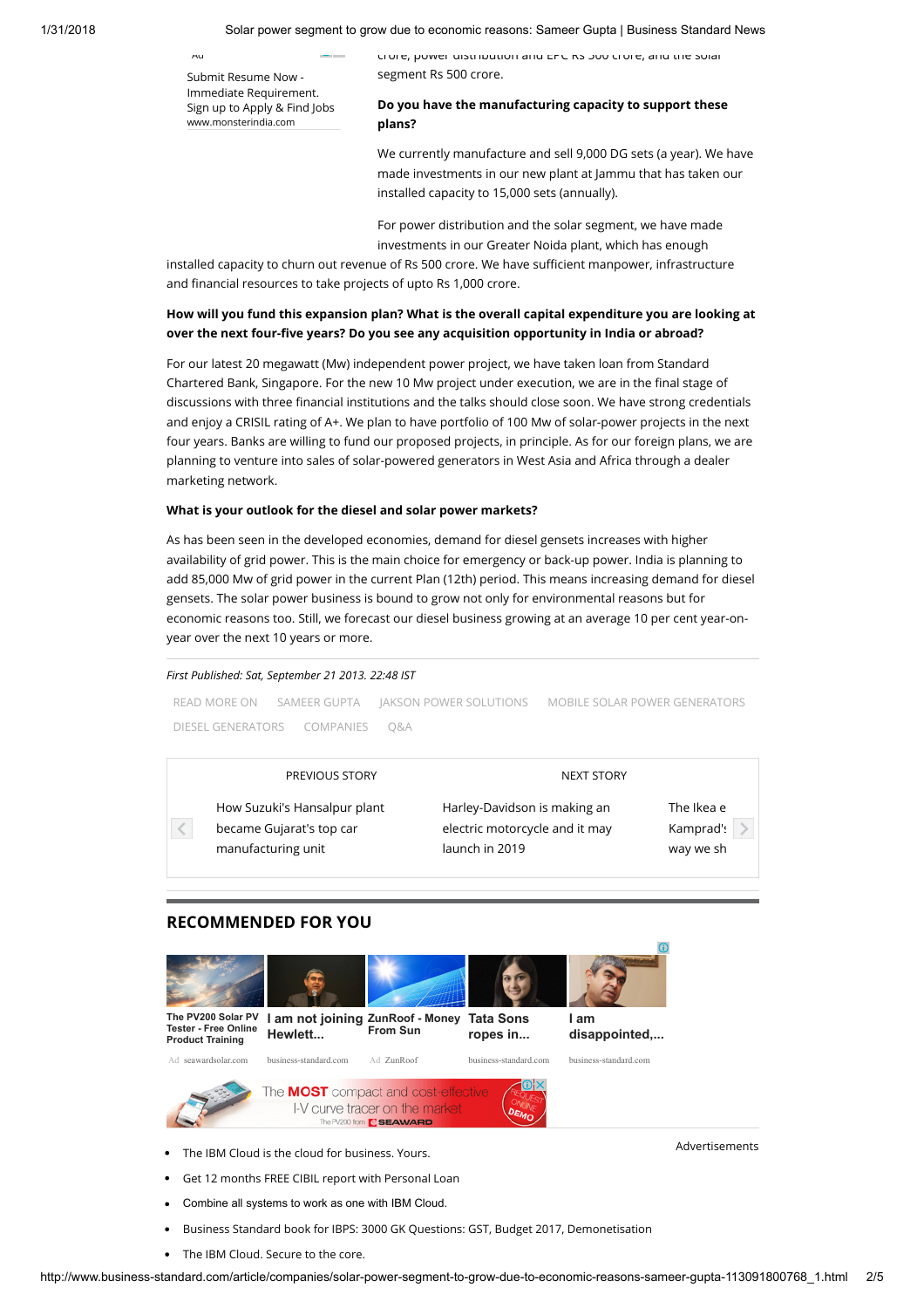crore, power distribution and EPC Rs 500 crore, and the solar segment Rs 500 crore.

**Do you have the manufacturing capacity to support these plans?**

We currently manufacture and sell 9,000 DG sets (a year). We have made investments in our new plant at Jammu that has taken our installed capacity to 15,000 sets (annually).

For power distribution and the solar segment, we have made investments in our Greater Noida plant, which has enough installed capacity to churn out revenue of Rs 500 crore. We have sufficient manpower, infrastructure and financial resources to take projects of upto Rs 1,000 crore.

**How will you fund this expansion plan? What is the overall capital expenditure you are looking at over the next four-five years? Do you see any acquisition opportunity in India or abroad?**

For our latest 20 megawatt (Mw) independent power project, we have taken loan from Standard Chartered Bank, Singapore. For the new 10 Mw project under execution, we are in the final stage of discussions with three financial institutions and the talks should close soon. We have strong credentials and enjoy a CRISIL rating of A+. We plan to have portfolio of 100 Mw of solar-power projects in the next four years. Banks are willing to fund our proposed projects, in principle. As for our foreign plans, we are planning to venture into sales of solar-powered generators in West Asia and Africa through a dealer marketing network.

**What is your outlook for the diesel and solar power markets?**

As has been seen in the developed economies, demand for diesel gensets increases with higher availability of grid power. This is the main choice for emergency or back-up power. India is planning to add 85,000 Mw of grid power in the current Plan (12th) period. This means increasing demand for diesel gensets. The solar power business is bound to grow not only for environmental reasons but for economic reasons too. Still, we forecast our diesel business growing at an average 10 per cent year-on-year over the next 10 years or more.

*First Published: Sat, September 21 2013. 22:48 IST*